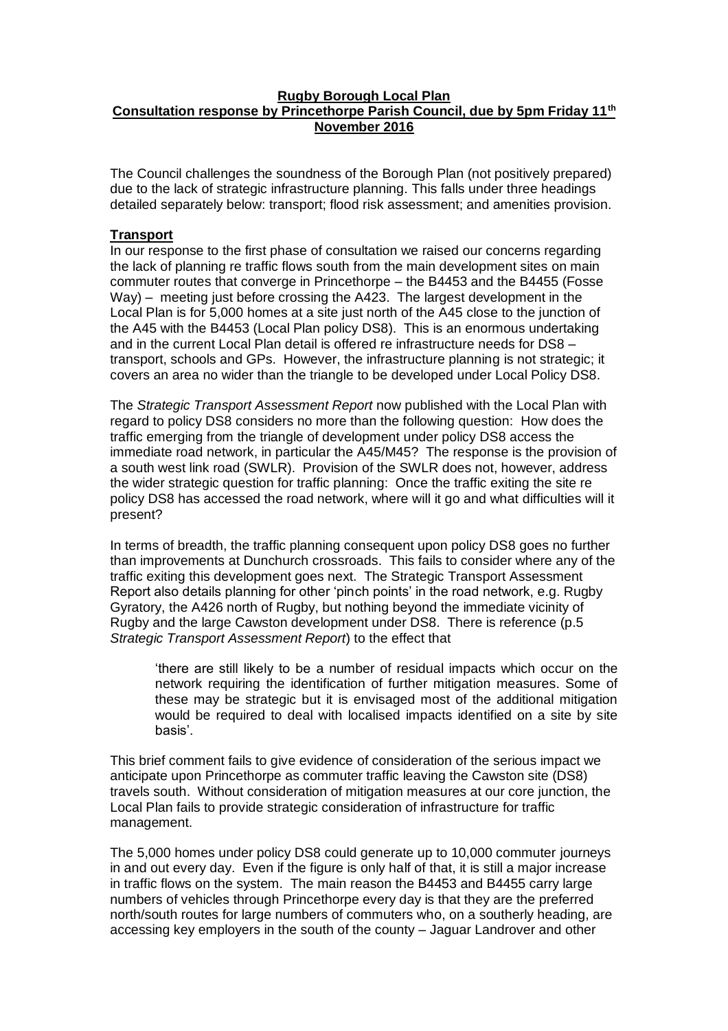**Rugby Borough Local Plan**
**Consultation response by Princethorpe Parish Council, due by 5pm Friday 11th November 2016**

The Council challenges the soundness of the Borough Plan (not positively prepared) due to the lack of strategic infrastructure planning. This falls under three headings detailed separately below: transport; flood risk assessment; and amenities provision.

**Transport**

In our response to the first phase of consultation we raised our concerns regarding the lack of planning re traffic flows south from the main development sites on main commuter routes that converge in Princethorpe – the B4453 and the B4455 (Fosse Way) – meeting just before crossing the A423. The largest development in the Local Plan is for 5,000 homes at a site just north of the A45 close to the junction of the A45 with the B4453 (Local Plan policy DS8). This is an enormous undertaking and in the current Local Plan detail is offered re infrastructure needs for DS8 – transport, schools and GPs. However, the infrastructure planning is not strategic; it covers an area no wider than the triangle to be developed under Local Policy DS8.

The *Strategic Transport Assessment Report* now published with the Local Plan with regard to policy DS8 considers no more than the following question: How does the traffic emerging from the triangle of development under policy DS8 access the immediate road network, in particular the A45/M45? The response is the provision of a south west link road (SWLR). Provision of the SWLR does not, however, address the wider strategic question for traffic planning: Once the traffic exiting the site re policy DS8 has accessed the road network, where will it go and what difficulties will it present?

In terms of breadth, the traffic planning consequent upon policy DS8 goes no further than improvements at Dunchurch crossroads. This fails to consider where any of the traffic exiting this development goes next. The Strategic Transport Assessment Report also details planning for other 'pinch points' in the road network, e.g. Rugby Gyratory, the A426 north of Rugby, but nothing beyond the immediate vicinity of Rugby and the large Cawston development under DS8. There is reference (p.5 *Strategic Transport Assessment Report*) to the effect that

> 'there are still likely to be a number of residual impacts which occur on the network requiring the identification of further mitigation measures. Some of these may be strategic but it is envisaged most of the additional mitigation would be required to deal with localised impacts identified on a site by site basis'.

This brief comment fails to give evidence of consideration of the serious impact we anticipate upon Princethorpe as commuter traffic leaving the Cawston site (DS8) travels south. Without consideration of mitigation measures at our core junction, the Local Plan fails to provide strategic consideration of infrastructure for traffic management.

The 5,000 homes under policy DS8 could generate up to 10,000 commuter journeys in and out every day. Even if the figure is only half of that, it is still a major increase in traffic flows on the system. The main reason the B4453 and B4455 carry large numbers of vehicles through Princethorpe every day is that they are the preferred north/south routes for large numbers of commuters who, on a southerly heading, are accessing key employers in the south of the county – Jaguar Landrover and other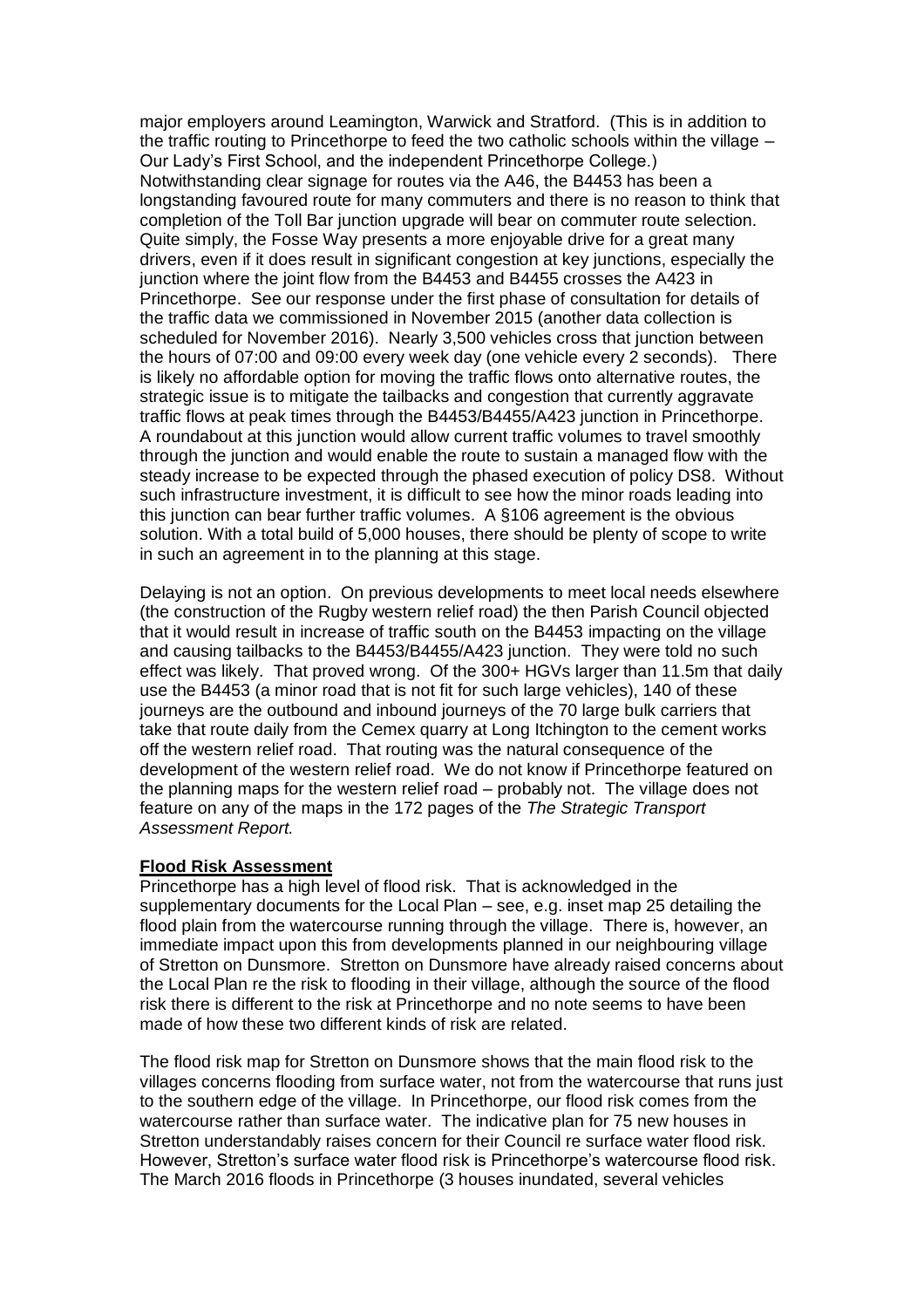major employers around Leamington, Warwick and Stratford. (This is in addition to the traffic routing to Princethorpe to feed the two catholic schools within the village – Our Lady's First School, and the independent Princethorpe College.) Notwithstanding clear signage for routes via the A46, the B4453 has been a longstanding favoured route for many commuters and there is no reason to think that completion of the Toll Bar junction upgrade will bear on commuter route selection. Quite simply, the Fosse Way presents a more enjoyable drive for a great many drivers, even if it does result in significant congestion at key junctions, especially the junction where the joint flow from the B4453 and B4455 crosses the A423 in Princethorpe. See our response under the first phase of consultation for details of the traffic data we commissioned in November 2015 (another data collection is scheduled for November 2016). Nearly 3,500 vehicles cross that junction between the hours of 07:00 and 09:00 every week day (one vehicle every 2 seconds). There is likely no affordable option for moving the traffic flows onto alternative routes, the strategic issue is to mitigate the tailbacks and congestion that currently aggravate traffic flows at peak times through the B4453/B4455/A423 junction in Princethorpe. A roundabout at this junction would allow current traffic volumes to travel smoothly through the junction and would enable the route to sustain a managed flow with the steady increase to be expected through the phased execution of policy DS8. Without such infrastructure investment, it is difficult to see how the minor roads leading into this junction can bear further traffic volumes. A §106 agreement is the obvious solution. With a total build of 5,000 houses, there should be plenty of scope to write in such an agreement in to the planning at this stage.

Delaying is not an option. On previous developments to meet local needs elsewhere (the construction of the Rugby western relief road) the then Parish Council objected that it would result in increase of traffic south on the B4453 impacting on the village and causing tailbacks to the B4453/B4455/A423 junction. They were told no such effect was likely. That proved wrong. Of the 300+ HGVs larger than 11.5m that daily use the B4453 (a minor road that is not fit for such large vehicles), 140 of these journeys are the outbound and inbound journeys of the 70 large bulk carriers that take that route daily from the Cemex quarry at Long Itchington to the cement works off the western relief road. That routing was the natural consequence of the development of the western relief road. We do not know if Princethorpe featured on the planning maps for the western relief road – probably not. The village does not feature on any of the maps in the 172 pages of the *The Strategic Transport Assessment Report.*

**Flood Risk Assessment**

Princethorpe has a high level of flood risk. That is acknowledged in the supplementary documents for the Local Plan – see, e.g. inset map 25 detailing the flood plain from the watercourse running through the village. There is, however, an immediate impact upon this from developments planned in our neighbouring village of Stretton on Dunsmore. Stretton on Dunsmore have already raised concerns about the Local Plan re the risk to flooding in their village, although the source of the flood risk there is different to the risk at Princethorpe and no note seems to have been made of how these two different kinds of risk are related.

The flood risk map for Stretton on Dunsmore shows that the main flood risk to the villages concerns flooding from surface water, not from the watercourse that runs just to the southern edge of the village. In Princethorpe, our flood risk comes from the watercourse rather than surface water. The indicative plan for 75 new houses in Stretton understandably raises concern for their Council re surface water flood risk. However, Stretton's surface water flood risk is Princethorpe's watercourse flood risk. The March 2016 floods in Princethorpe (3 houses inundated, several vehicles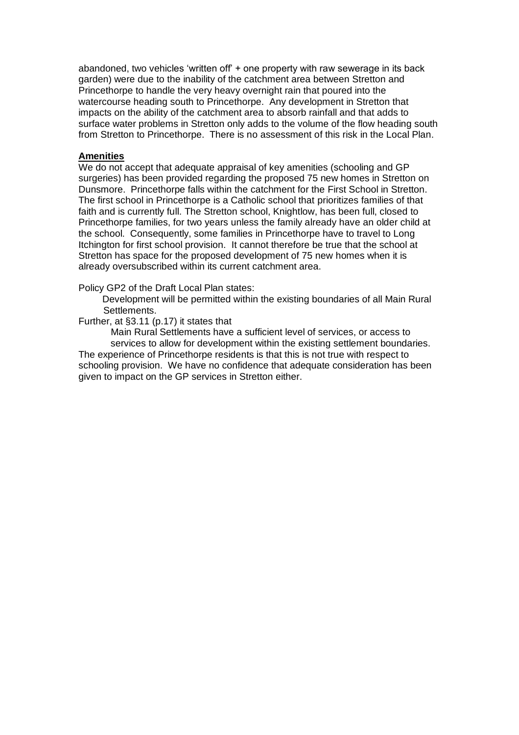abandoned, two vehicles 'written off' + one property with raw sewerage in its back garden) were due to the inability of the catchment area between Stretton and Princethorpe to handle the very heavy overnight rain that poured into the watercourse heading south to Princethorpe. Any development in Stretton that impacts on the ability of the catchment area to absorb rainfall and that adds to surface water problems in Stretton only adds to the volume of the flow heading south from Stretton to Princethorpe. There is no assessment of this risk in the Local Plan.

**Amenities**

We do not accept that adequate appraisal of key amenities (schooling and GP surgeries) has been provided regarding the proposed 75 new homes in Stretton on Dunsmore. Princethorpe falls within the catchment for the First School in Stretton. The first school in Princethorpe is a Catholic school that prioritizes families of that faith and is currently full. The Stretton school, Knightlow, has been full, closed to Princethorpe families, for two years unless the family already have an older child at the school. Consequently, some families in Princethorpe have to travel to Long Itchington for first school provision. It cannot therefore be true that the school at Stretton has space for the proposed development of 75 new homes when it is already oversubscribed within its current catchment area.

Policy GP2 of the Draft Local Plan states:

> Development will be permitted within the existing boundaries of all Main Rural Settlements.

Further, at §3.11 (p.17) it states that

> Main Rural Settlements have a sufficient level of services, or access to services to allow for development within the existing settlement boundaries.

The experience of Princethorpe residents is that this is not true with respect to schooling provision. We have no confidence that adequate consideration has been given to impact on the GP services in Stretton either.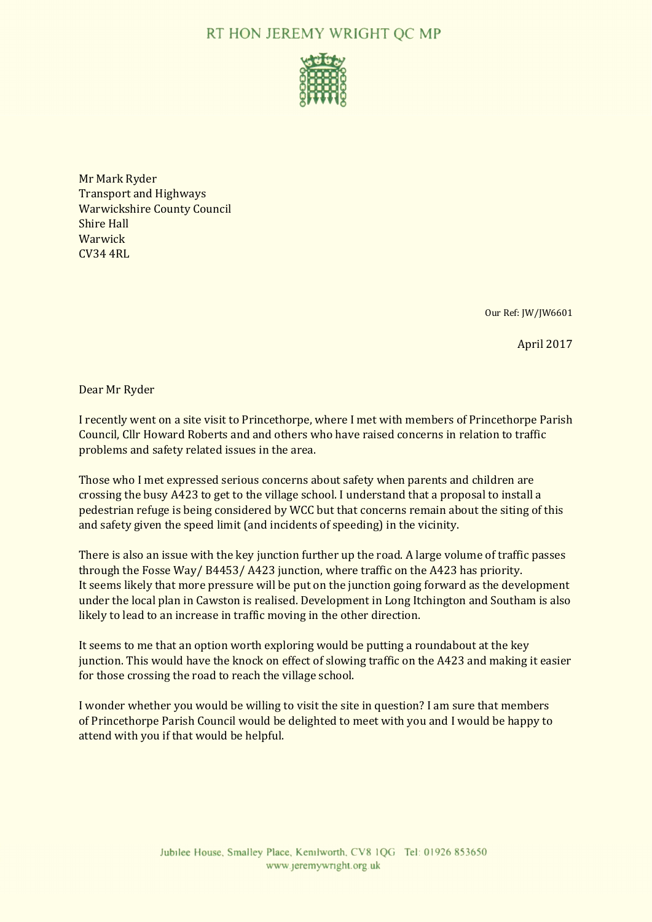# RT HON JEREMY WRIGHT QC MP

Mr Mark Ryder
Transport and Highways
Warwickshire County Council
Shire Hall
Warwick
CV34 4RL

Our Ref: JW/JW6601

April 2017

Dear Mr Ryder

I recently went on a site visit to Princethorpe, where I met with members of Princethorpe Parish Council, Cllr Howard Roberts and and others who have raised concerns in relation to traffic problems and safety related issues in the area.

Those who I met expressed serious concerns about safety when parents and children are crossing the busy A423 to get to the village school. I understand that a proposal to install a pedestrian refuge is being considered by WCC but that concerns remain about the siting of this and safety given the speed limit (and incidents of speeding) in the vicinity.

There is also an issue with the key junction further up the road. A large volume of traffic passes through the Fosse Way/ B4453/ A423 junction, where traffic on the A423 has priority. It seems likely that more pressure will be put on the junction going forward as the development under the local plan in Cawston is realised. Development in Long Itchington and Southam is also likely to lead to an increase in traffic moving in the other direction.

It seems to me that an option worth exploring would be putting a roundabout at the key junction. This would have the knock on effect of slowing traffic on the A423 and making it easier for those crossing the road to reach the village school.

I wonder whether you would be willing to visit the site in question? I am sure that members of Princethorpe Parish Council would be delighted to meet with you and I would be happy to attend with you if that would be helpful.

Jubilee House, Smalley Place, Kenilworth, CV8 1QG Tel: 01926 853650
www.jeremywright.org.uk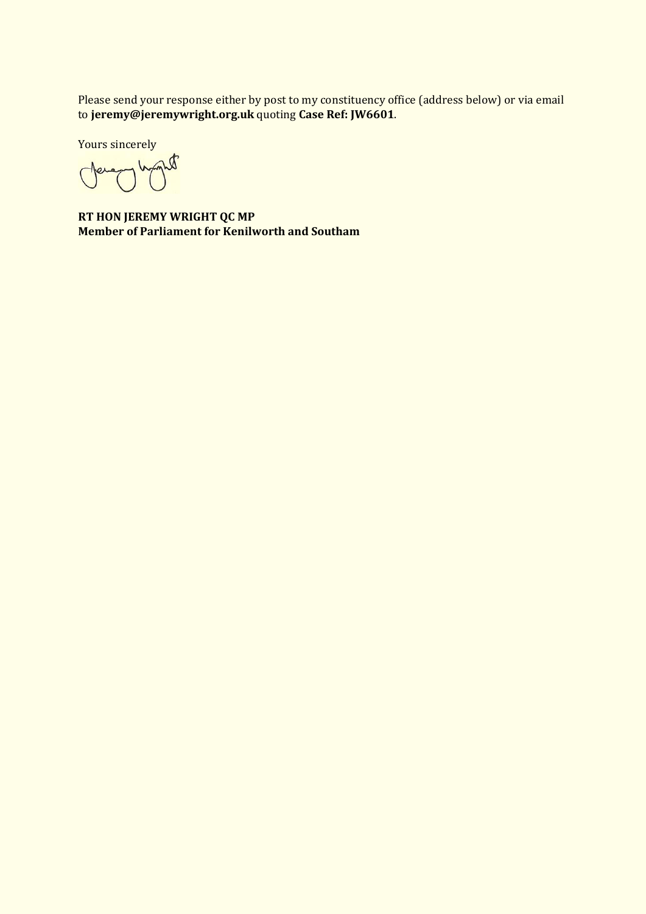Please send your response either by post to my constituency office (address below) or via email to **jeremy@jeremywright.org.uk** quoting **Case Ref: JW6601**.

Yours sincerely

**RT HON JEREMY WRIGHT QC MP**
**Member of Parliament for Kenilworth and Southam**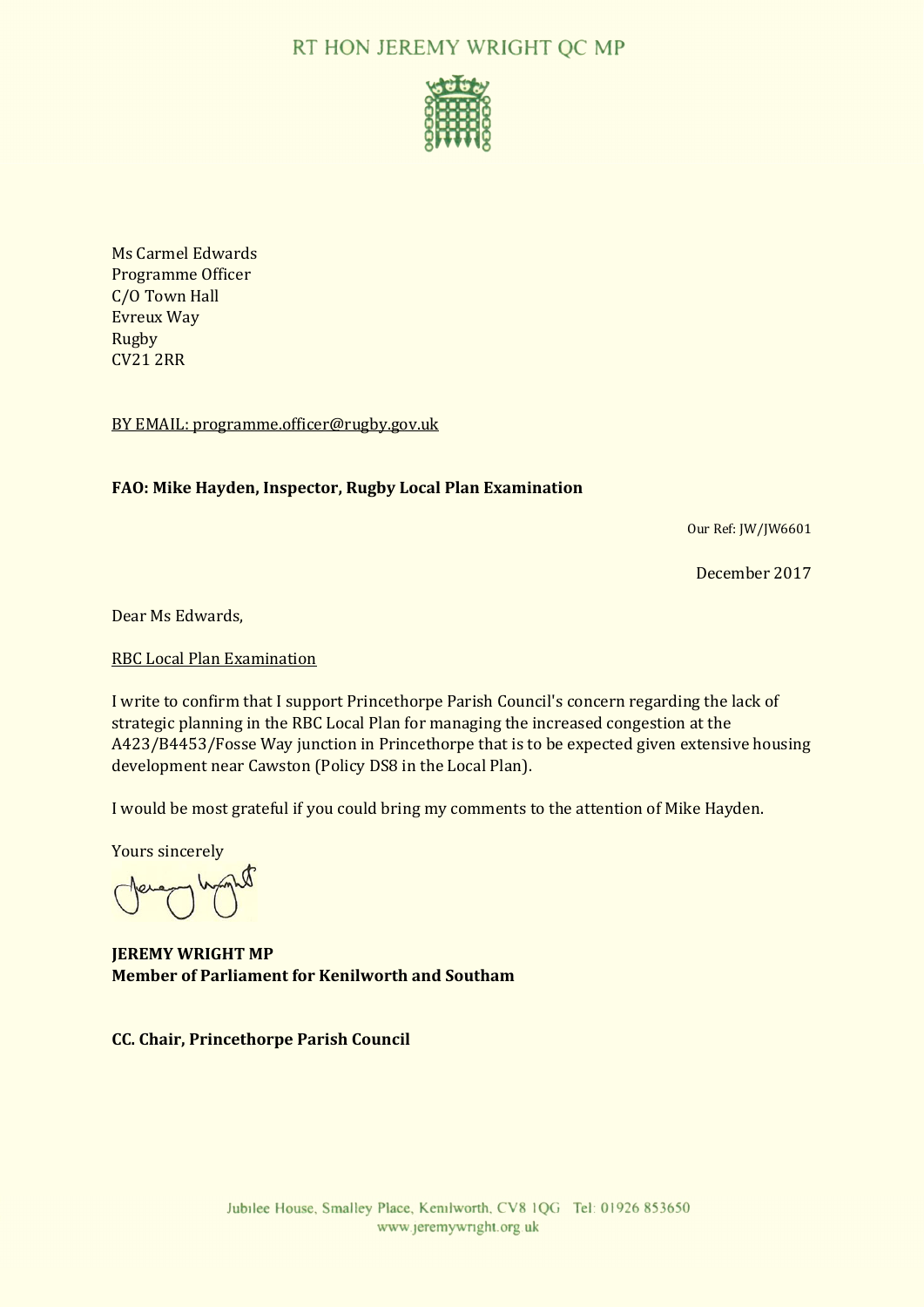RT HON JEREMY WRIGHT QC MP

Ms Carmel Edwards
Programme Officer
C/O Town Hall
Evreux Way
Rugby
CV21 2RR

BY EMAIL: programme.officer@rugby.gov.uk

**FAO: Mike Hayden, Inspector, Rugby Local Plan Examination**

Our Ref: JW/JW6601

December 2017

Dear Ms Edwards,

RBC Local Plan Examination

I write to confirm that I support Princethorpe Parish Council's concern regarding the lack of strategic planning in the RBC Local Plan for managing the increased congestion at the A423/B4453/Fosse Way junction in Princethorpe that is to be expected given extensive housing development near Cawston (Policy DS8 in the Local Plan).

I would be most grateful if you could bring my comments to the attention of Mike Hayden.

Yours sincerely

**JEREMY WRIGHT MP**
**Member of Parliament for Kenilworth and Southam**

**CC. Chair, Princethorpe Parish Council**

Jubilee House, Smalley Place, Kenilworth, CV8 1QG Tel: 01926 853650
www.jeremywright.org.uk